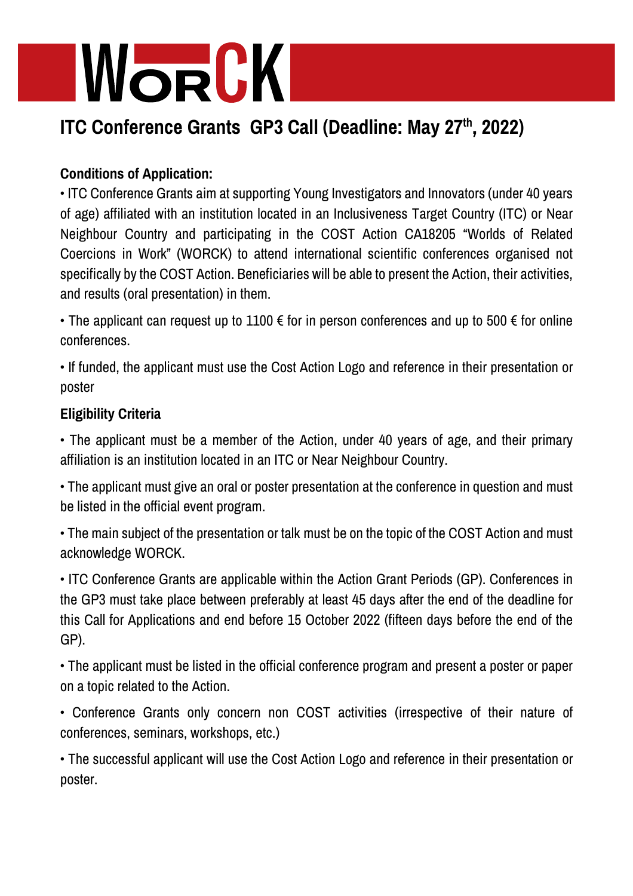# WORCK

## ITC Conference Grants GP3 Call (Deadline: May 27th, 2022)

**Conditions of Application:**

• ITC Conference Grants aim at supporting Young Investigators and Innovators (under 40 years of age) affiliated with an institution located in an Inclusiveness Target Country (ITC) or Near Neighbour Country and participating in the COST Action CA18205 "Worlds of Related Coercions in Work" (WORCK) to attend international scientific conferences organised not specifically by the COST Action. Beneficiaries will be able to present the Action, their activities, and results (oral presentation) in them.

• The applicant can request up to 1100 € for in person conferences and up to 500 € for online conferences.

• If funded, the applicant must use the Cost Action Logo and reference in their presentation or poster

**Eligibility Criteria**

• The applicant must be a member of the Action, under 40 years of age, and their primary affiliation is an institution located in an ITC or Near Neighbour Country.

• The applicant must give an oral or poster presentation at the conference in question and must be listed in the official event program.

• The main subject of the presentation or talk must be on the topic of the COST Action and must acknowledge WORCK.

• ITC Conference Grants are applicable within the Action Grant Periods (GP). Conferences in the GP3 must take place between preferably at least 45 days after the end of the deadline for this Call for Applications and end before 15 October 2022 (fifteen days before the end of the GP).

• The applicant must be listed in the official conference program and present a poster or paper on a topic related to the Action.

• Conference Grants only concern non COST activities (irrespective of their nature of conferences, seminars, workshops, etc.)

• The successful applicant will use the Cost Action Logo and reference in their presentation or poster.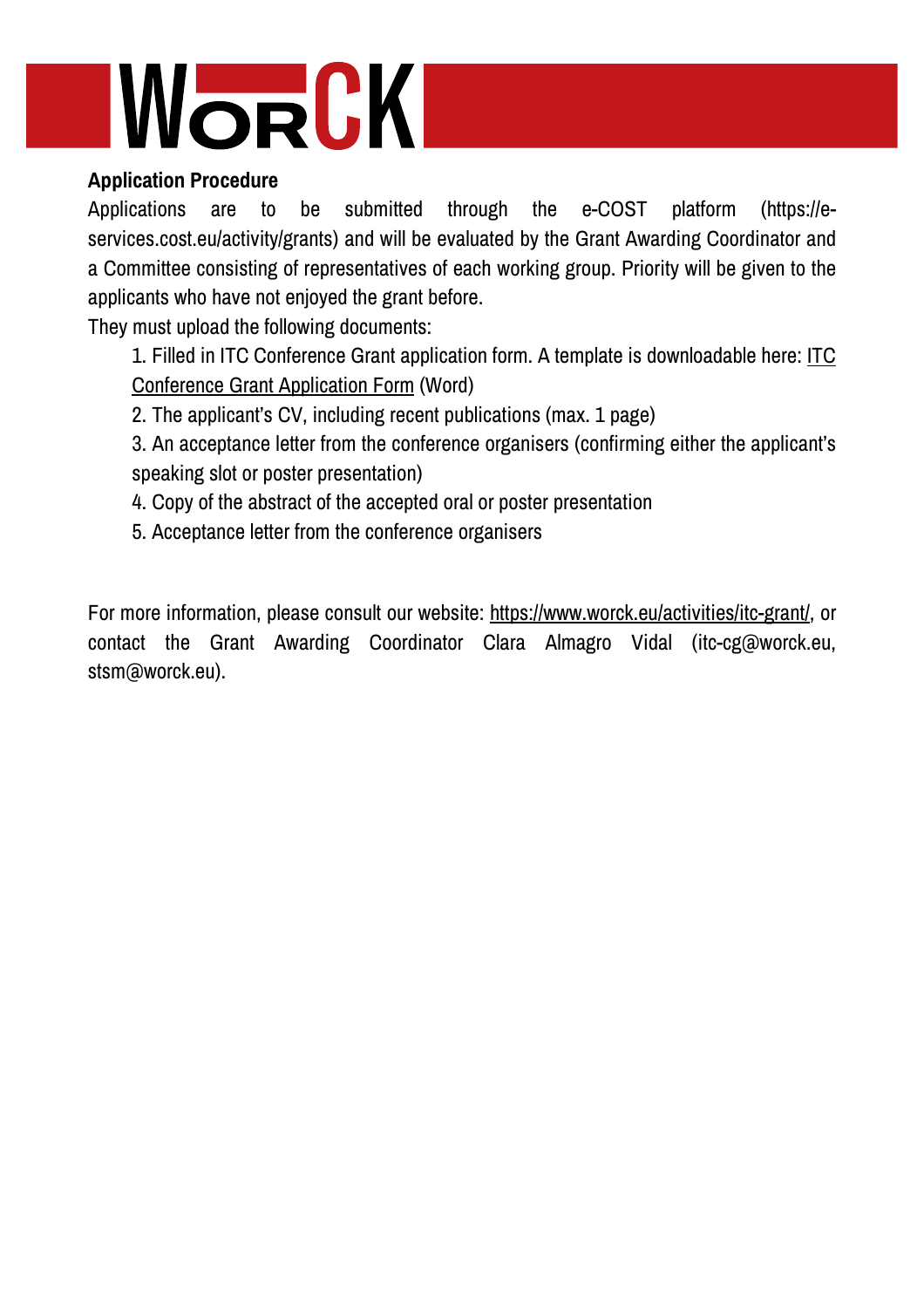**Application Procedure**

Applications are to be submitted through the e-COST platform (https://e-services.cost.eu/activity/grants) and will be evaluated by the Grant Awarding Coordinator and a Committee consisting of representatives of each working group. Priority will be given to the applicants who have not enjoyed the grant before.

They must upload the following documents:

1. Filled in ITC Conference Grant application form. A template is downloadable here: ITC Conference Grant Application Form (Word)
2. The applicant's CV, including recent publications (max. 1 page)
3. An acceptance letter from the conference organisers (confirming either the applicant's speaking slot or poster presentation)
4. Copy of the abstract of the accepted oral or poster presentation
5. Acceptance letter from the conference organisers

For more information, please consult our website: https://www.worck.eu/activities/itc-grant/, or contact the Grant Awarding Coordinator Clara Almagro Vidal (itc-cg@worck.eu, stsm@worck.eu).